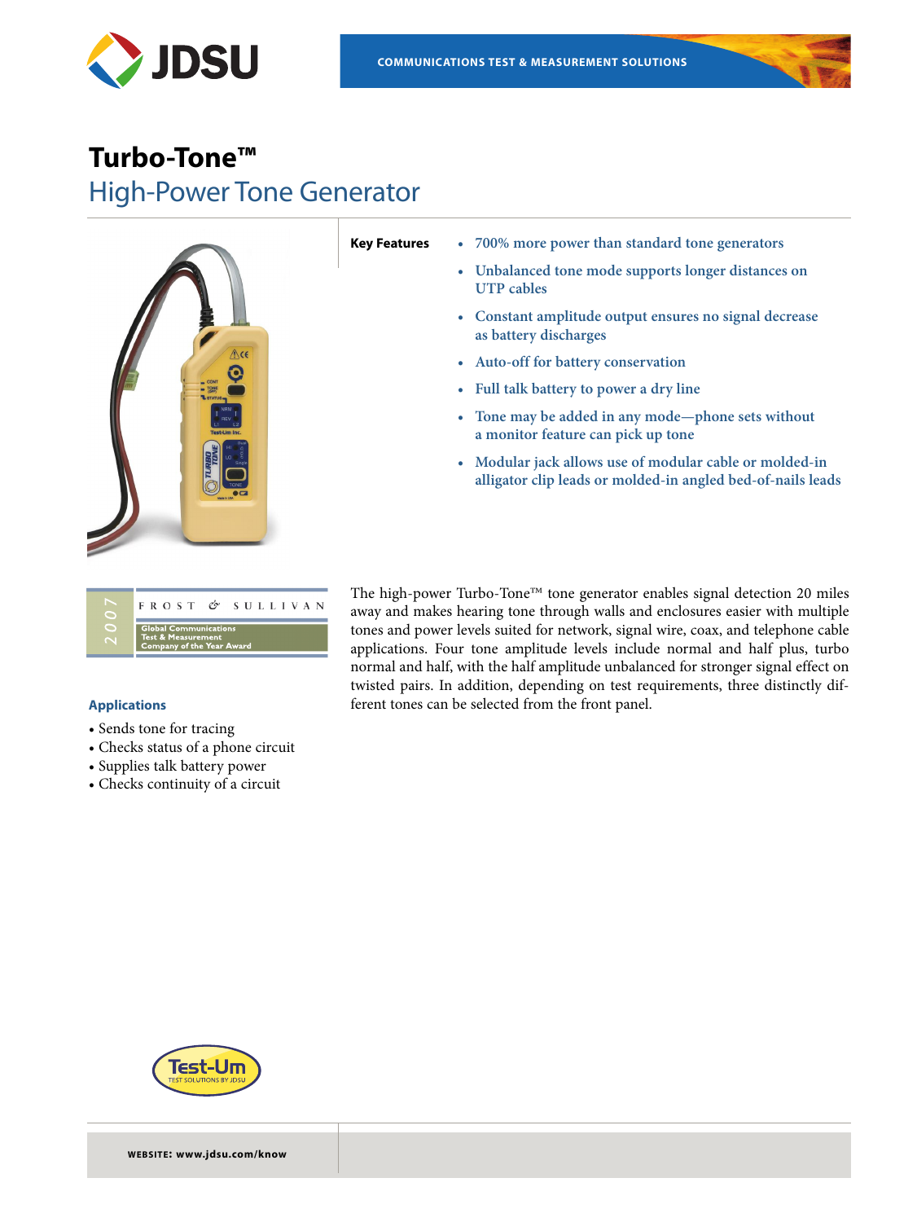# Turbo-Tone™

## High-Power Tone Generator

**Key Features**

- 700% more power than standard tone generators
- Unbalanced tone mode supports longer distances on UTP cables
- Constant amplitude output ensures no signal decrease as battery discharges
- Auto-off for battery conservation
- Full talk battery to power a dry line
- Tone may be added in any mode—phone sets without a monitor feature can pick up tone
- Modular jack allows use of modular cable or molded-in alligator clip leads or molded-in angled bed-of-nails leads

2007 FROST & SULLIVAN Global Communications Test & Measurement Company of the Year Award

The high-power Turbo-Tone™ tone generator enables signal detection 20 miles away and makes hearing tone through walls and enclosures easier with multiple tones and power levels suited for network, signal wire, coax, and telephone cable applications. Four tone amplitude levels include normal and half plus, turbo normal and half, with the half amplitude unbalanced for stronger signal effect on twisted pairs. In addition, depending on test requirements, three distinctly different tones can be selected from the front panel.

### Applications

- Sends tone for tracing
- Checks status of a phone circuit
- Supplies talk battery power
- Checks continuity of a circuit

Test-Um TEST SOLUTIONS BY JDSU

WEBSITE: www.jdsu.com/know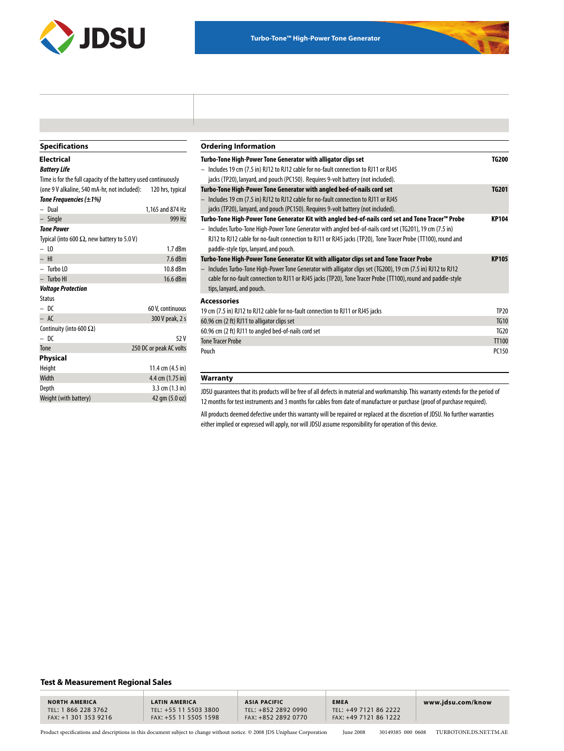## Specifications

### Electrical

| | |
|---|---|
| ***Battery Life*** | |
| Time is for the full capacity of the battery used continuously (one 9 V alkaline, 540 mA-hr, not included): | 120 hrs, typical |
| ***Tone Frequencies (±1%)*** | |
| – Dual | 1,165 and 874 Hz |
| – Single | 999 Hz |
| ***Tone Power*** | |
| Typical (into 600 Ω, new battery to 5.0 V) | |
| – LO | 1.7 dBm |
| – HI | 7.6 dBm |
| – Turbo LO | 10.8 dBm |
| – Turbo HI | 16.6 dBm |
| ***Voltage Protection*** | |
| Status | |
| – DC | 60 V, continuous |
| – AC | 300 V peak, 2 s |
| Continuity (into 600 Ω) | |
| – DC | 52 V |
| Tone | 250 DC or peak AC volts |

### Physical

| | |
|---|---|
| Height | 11.4 cm (4.5 in) |
| Width | 4.4 cm (1.75 in) |
| Depth | 3.3 cm (1.3 in) |
| Weight (with battery) | 42 gm (5.0 oz) |

## Ordering Information

| | |
|---|---|
| **Turbo-Tone High-Power Tone Generator with alligator clips set**<br>– Includes 19 cm (7.5 in) RJ12 to RJ12 cable for no-fault connection to RJ11 or RJ45 jacks (TP20), lanyard, and pouch (PC150). Requires 9-volt battery (not included). | **TG200** |
| **Turbo-Tone High-Power Tone Generator with angled bed-of-nails cord set**<br>– Includes 19 cm (7.5 in) RJ12 to RJ12 cable for no-fault connection to RJ11 or RJ45 jacks (TP20), lanyard, and pouch (PC150). Requires 9-volt battery (not included). | **TG201** |
| **Turbo-Tone High-Power Tone Generator Kit with angled bed-of-nails cord set and Tone Tracer™ Probe**<br>– Includes Turbo-Tone High-Power Tone Generator with angled bed-of-nails cord set (TG201), 19 cm (7.5 in) RJ12 to RJ12 cable for no-fault connection to RJ11 or RJ45 jacks (TP20), Tone Tracer Probe (TT100), round and paddle-style tips, lanyard, and pouch. | **KP104** |
| **Turbo-Tone High-Power Tone Generator Kit with alligator clips set and Tone Tracer Probe**<br>– Includes Turbo-Tone High-Power Tone Generator with alligator clips set (TG200), 19 cm (7.5 in) RJ12 to RJ12 cable for no-fault connection to RJ11 or RJ45 jacks (TP20), Tone Tracer Probe (TT100), round and paddle-style tips, lanyard, and pouch. | **KP105** |

### Accessories

| | |
|---|---|
| 19 cm (7.5 in) RJ12 to RJ12 cable for no-fault connection to RJ11 or RJ45 jacks | TP20 |
| 60.96 cm (2 ft) RJ11 to alligator clips set | TG10 |
| 60.96 cm (2 ft) RJ11 to angled bed-of-nails cord set | TG20 |
| Tone Tracer Probe | TT100 |
| Pouch | PC150 |

## Warranty

JDSU guarantees that its products will be free of all defects in material and workmanship. This warranty extends for the period of 12 months for test instruments and 3 months for cables from date of manufacture or purchase (proof of purchase required).

All products deemed defective under this warranty will be repaired or replaced at the discretion of JDSU. No further warranties either implied or expressed will apply, nor will JDSU assume responsibility for operation of this device.

## Test & Measurement Regional Sales

| NORTH AMERICA | LATIN AMERICA | ASIA PACIFIC | EMEA | www.jdsu.com/know |
|---|---|---|---|---|
| TEL: 1 866 228 3762<br>FAX: +1 301 353 9216 | TEL: +55 11 5503 3800<br>FAX: +55 11 5505 1598 | TEL: +852 2892 0990<br>FAX: +852 2892 0770 | TEL: +49 7121 86 2222<br>FAX: +49 7121 86 1222 | |

Product specifications and descriptions in this document subject to change without notice. © 2008 JDS Uniphase Corporation June 2008 30149385 000 0608 TURBOTONE.DS.NET.TM.AE